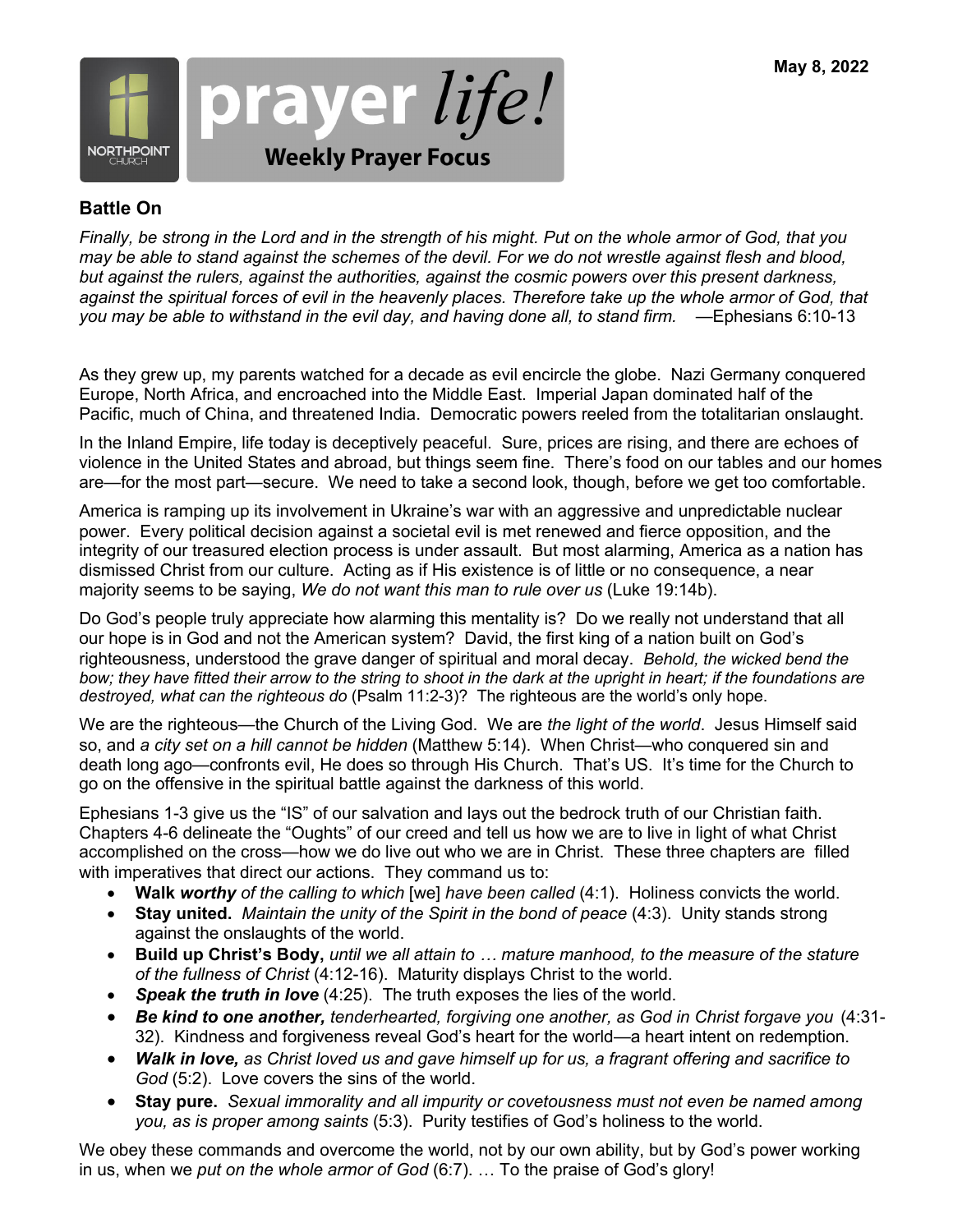May 8, 2022

NORTHPOINT CHURCH

# prayer *life!*

**Weekly Prayer Focus**

## Battle On

*Finally, be strong in the Lord and in the strength of his might. Put on the whole armor of God, that you may be able to stand against the schemes of the devil. For we do not wrestle against flesh and blood, but against the rulers, against the authorities, against the cosmic powers over this present darkness, against the spiritual forces of evil in the heavenly places. Therefore take up the whole armor of God, that you may be able to withstand in the evil day, and having done all, to stand firm.* —Ephesians 6:10-13

As they grew up, my parents watched for a decade as evil encircle the globe. Nazi Germany conquered Europe, North Africa, and encroached into the Middle East. Imperial Japan dominated half of the Pacific, much of China, and threatened India. Democratic powers reeled from the totalitarian onslaught.

In the Inland Empire, life today is deceptively peaceful. Sure, prices are rising, and there are echoes of violence in the United States and abroad, but things seem fine. There's food on our tables and our homes are—for the most part—secure. We need to take a second look, though, before we get too comfortable.

America is ramping up its involvement in Ukraine's war with an aggressive and unpredictable nuclear power. Every political decision against a societal evil is met renewed and fierce opposition, and the integrity of our treasured election process is under assault. But most alarming, America as a nation has dismissed Christ from our culture. Acting as if His existence is of little or no consequence, a near majority seems to be saying, *We do not want this man to rule over us* (Luke 19:14b).

Do God's people truly appreciate how alarming this mentality is? Do we really not understand that all our hope is in God and not the American system? David, the first king of a nation built on God's righteousness, understood the grave danger of spiritual and moral decay. *Behold, the wicked bend the bow; they have fitted their arrow to the string to shoot in the dark at the upright in heart; if the foundations are destroyed, what can the righteous do* (Psalm 11:2-3)? The righteous are the world's only hope.

We are the righteous—the Church of the Living God. We are *the light of the world*. Jesus Himself said so, and *a city set on a hill cannot be hidden* (Matthew 5:14). When Christ—who conquered sin and death long ago—confronts evil, He does so through His Church. That's US. It's time for the Church to go on the offensive in the spiritual battle against the darkness of this world.

Ephesians 1-3 give us the "IS" of our salvation and lays out the bedrock truth of our Christian faith. Chapters 4-6 delineate the "Oughts" of our creed and tell us how we are to live in light of what Christ accomplished on the cross—how we do live out who we are in Christ. These three chapters are filled with imperatives that direct our actions. They command us to:

- **Walk *worthy*** *of the calling to which* [we] *have been called* (4:1). Holiness convicts the world.
- **Stay united.** *Maintain the unity of the Spirit in the bond of peace* (4:3). Unity stands strong against the onslaughts of the world.
- **Build up Christ's Body,** *until we all attain to … mature manhood, to the measure of the stature of the fullness of Christ* (4:12-16). Maturity displays Christ to the world.
- ***Speak the truth in love*** (4:25). The truth exposes the lies of the world.
- ***Be kind to one another,*** *tenderhearted, forgiving one another, as God in Christ forgave you* (4:31-32). Kindness and forgiveness reveal God's heart for the world—a heart intent on redemption.
- ***Walk in love,*** *as Christ loved us and gave himself up for us, a fragrant offering and sacrifice to God* (5:2). Love covers the sins of the world.
- **Stay pure.** *Sexual immorality and all impurity or covetousness must not even be named among you, as is proper among saints* (5:3). Purity testifies of God's holiness to the world.

We obey these commands and overcome the world, not by our own ability, but by God's power working in us, when we *put on the whole armor of God* (6:7). … To the praise of God's glory!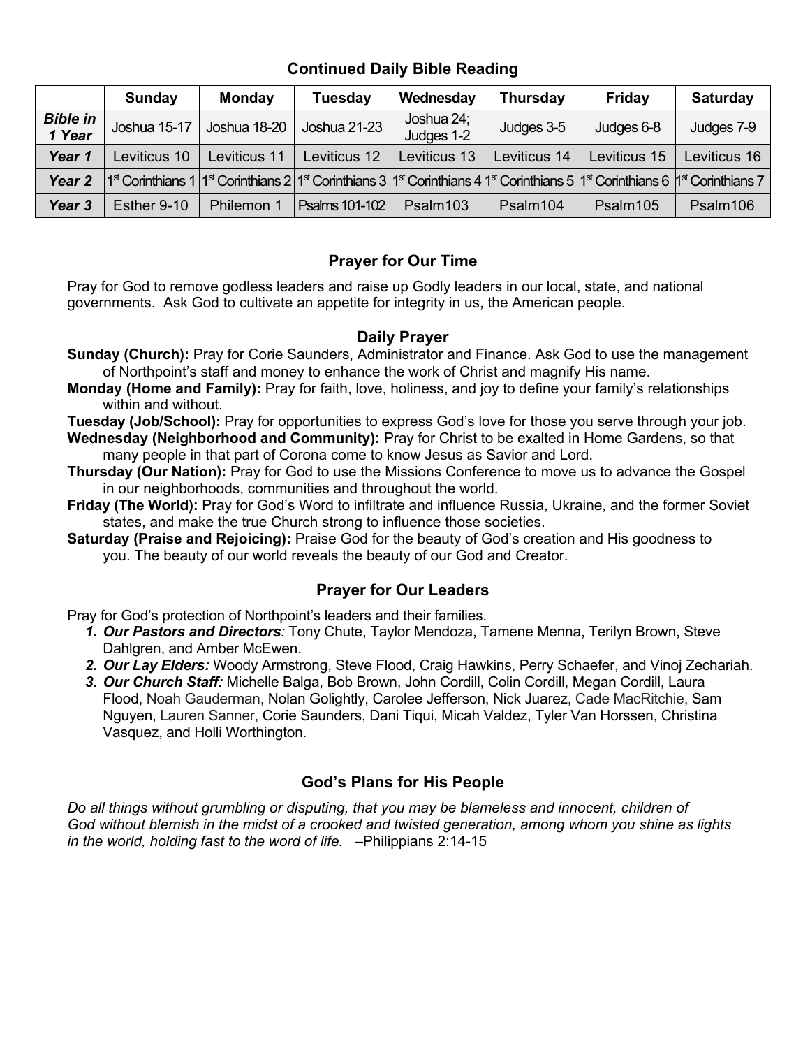## Continued Daily Bible Reading

| | Sunday | Monday | Tuesday | Wednesday | Thursday | Friday | Saturday |
|---|---|---|---|---|---|---|---|
| ***Bible in 1 Year*** | Joshua 15-17 | Joshua 18-20 | Joshua 21-23 | Joshua 24; Judges 1-2 | Judges 3-5 | Judges 6-8 | Judges 7-9 |
| ***Year 1*** | Leviticus 10 | Leviticus 11 | Leviticus 12 | Leviticus 13 | Leviticus 14 | Leviticus 15 | Leviticus 16 |
| ***Year 2*** | 1st Corinthians 1 | 1st Corinthians 2 | 1st Corinthians 3 | 1st Corinthians 4 | 1st Corinthians 5 | 1st Corinthians 6 | 1st Corinthians 7 |
| ***Year 3*** | Esther 9-10 | Philemon 1 | Psalms 101-102 | Psalm103 | Psalm104 | Psalm105 | Psalm106 |

## Prayer for Our Time

Pray for God to remove godless leaders and raise up Godly leaders in our local, state, and national governments. Ask God to cultivate an appetite for integrity in us, the American people.

## Daily Prayer

**Sunday (Church):** Pray for Corie Saunders, Administrator and Finance. Ask God to use the management of Northpoint's staff and money to enhance the work of Christ and magnify His name.

**Monday (Home and Family):** Pray for faith, love, holiness, and joy to define your family's relationships within and without.

**Tuesday (Job/School):** Pray for opportunities to express God's love for those you serve through your job.

**Wednesday (Neighborhood and Community):** Pray for Christ to be exalted in Home Gardens, so that many people in that part of Corona come to know Jesus as Savior and Lord.

**Thursday (Our Nation):** Pray for God to use the Missions Conference to move us to advance the Gospel in our neighborhoods, communities and throughout the world.

**Friday (The World):** Pray for God's Word to infiltrate and influence Russia, Ukraine, and the former Soviet states, and make the true Church strong to influence those societies.

**Saturday (Praise and Rejoicing):** Praise God for the beauty of God's creation and His goodness to you. The beauty of our world reveals the beauty of our God and Creator.

## Prayer for Our Leaders

Pray for God's protection of Northpoint's leaders and their families.

1. ***Our Pastors and Directors****:* Tony Chute, Taylor Mendoza, Tamene Menna, Terilyn Brown, Steve Dahlgren, and Amber McEwen.
2. ***Our Lay Elders:*** Woody Armstrong, Steve Flood, Craig Hawkins, Perry Schaefer, and Vinoj Zechariah.
3. ***Our Church Staff:*** Michelle Balga, Bob Brown, John Cordill, Colin Cordill, Megan Cordill, Laura Flood, Noah Gauderman, Nolan Golightly, Carolee Jefferson, Nick Juarez, Cade MacRitchie, Sam Nguyen, Lauren Sanner, Corie Saunders, Dani Tiqui, Micah Valdez, Tyler Van Horssen, Christina Vasquez, and Holli Worthington.

## God's Plans for His People

*Do all things without grumbling or disputing, that you may be blameless and innocent, children of God without blemish in the midst of a crooked and twisted generation, among whom you shine as lights in the world, holding fast to the word of life.* –Philippians 2:14-15